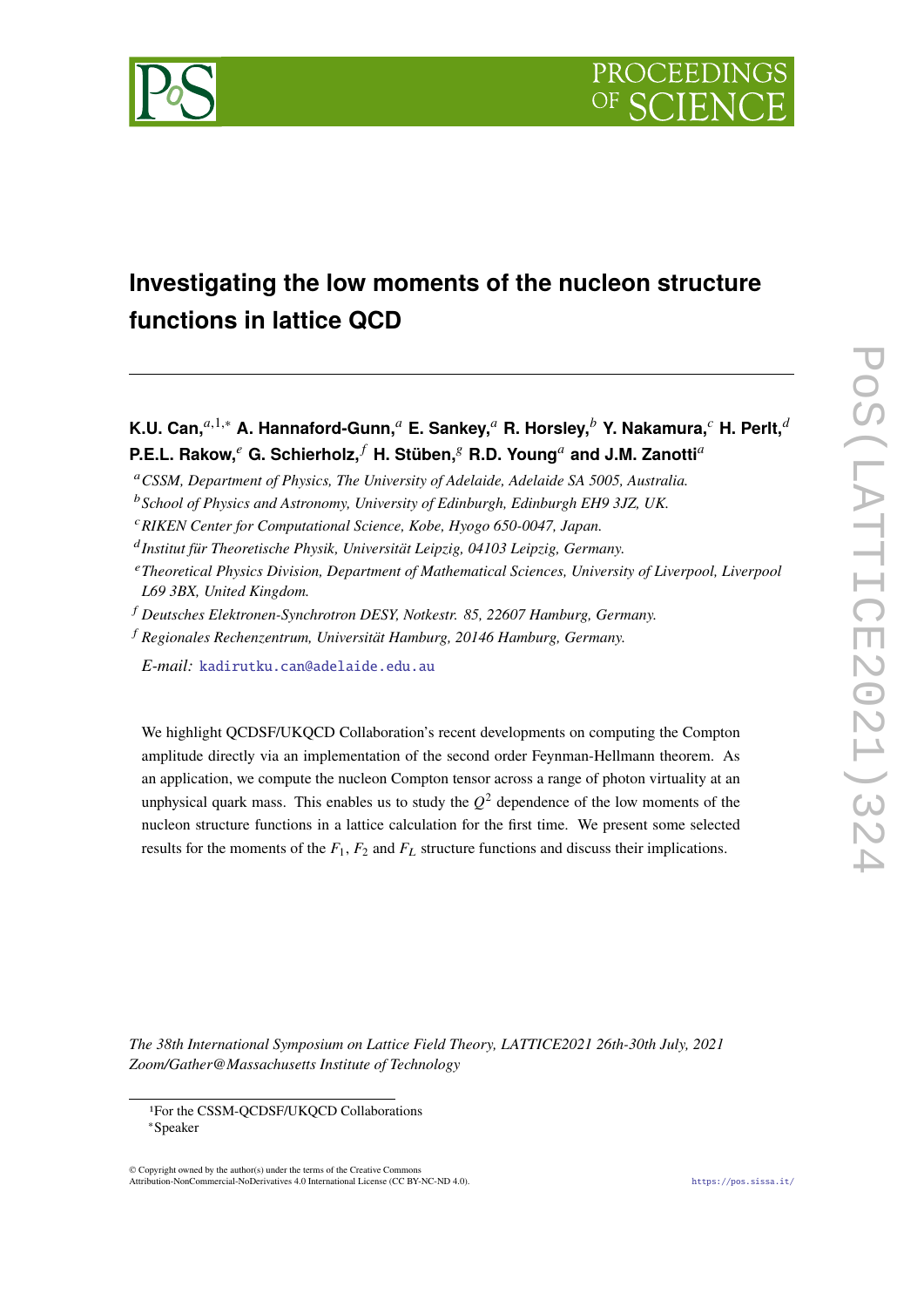# Investigating the low moments of the nucleon structure functions in lattice QCD

**K.U. Can,**[a,1,*] **A. Hannaford-Gunn,**[a] **E. Sankey,**[a] **R. Horsley,**[b] **Y. Nakamura,**[c] **H. Perlt,**[d] **P.E.L. Rakow,**[e] **G. Schierholz,**[f] **H. Stüben,**[g] **R.D. Young**[a] **and J.M. Zanotti**[a]

[a] *CSSM, Department of Physics, The University of Adelaide, Adelaide SA 5005, Australia.*

[b] *School of Physics and Astronomy, University of Edinburgh, Edinburgh EH9 3JZ, UK.*

[c] *RIKEN Center for Computational Science, Kobe, Hyogo 650-0047, Japan.*

[d] *Institut für Theoretische Physik, Universität Leipzig, 04103 Leipzig, Germany.*

[e] *Theoretical Physics Division, Department of Mathematical Sciences, University of Liverpool, Liverpool L69 3BX, United Kingdom.*

[f] *Deutsches Elektronen-Synchrotron DESY, Notkestr. 85, 22607 Hamburg, Germany.*

[f] *Regionales Rechenzentrum, Universität Hamburg, 20146 Hamburg, Germany.*

*E-mail:* kadirutku.can@adelaide.edu.au

We highlight QCDSF/UKQCD Collaboration's recent developments on computing the Compton amplitude directly via an implementation of the second order Feynman-Hellmann theorem. As an application, we compute the nucleon Compton tensor across a range of photon virtuality at an unphysical quark mass. This enables us to study the $Q^2$ dependence of the low moments of the nucleon structure functions in a lattice calculation for the first time. We present some selected results for the moments of the $F_1$, $F_2$ and $F_L$ structure functions and discuss their implications.

*The 38th International Symposium on Lattice Field Theory, LATTICE2021 26th-30th July, 2021 Zoom/Gather@Massachusetts Institute of Technology*

[1]For the CSSM-QCDSF/UKQCD Collaborations

[*]Speaker

© Copyright owned by the author(s) under the terms of the Creative Commons Attribution-NonCommercial-NoDerivatives 4.0 International License (CC BY-NC-ND 4.0).

https://pos.sissa.it/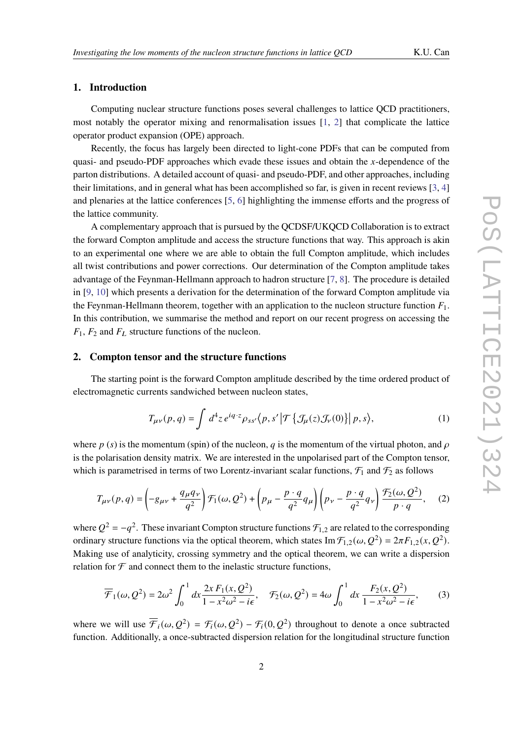## 1. Introduction

Computing nuclear structure functions poses several challenges to lattice QCD practitioners, most notably the operator mixing and renormalisation issues [1, 2] that complicate the lattice operator product expansion (OPE) approach.

Recently, the focus has largely been directed to light-cone PDFs that can be computed from quasi- and pseudo-PDF approaches which evade these issues and obtain the $x$-dependence of the parton distributions. A detailed account of quasi- and pseudo-PDF, and other approaches, including their limitations, and in general what has been accomplished so far, is given in recent reviews [3, 4] and plenaries at the lattice conferences [5, 6] highlighting the immense efforts and the progress of the lattice community.

A complementary approach that is pursued by the QCDSF/UKQCD Collaboration is to extract the forward Compton amplitude and access the structure functions that way. This approach is akin to an experimental one where we are able to obtain the full Compton amplitude, which includes all twist contributions and power corrections. Our determination of the Compton amplitude takes advantage of the Feynman-Hellmann approach to hadron structure [7, 8]. The procedure is detailed in [9, 10] which presents a derivation for the determination of the forward Compton amplitude via the Feynman-Hellmann theorem, together with an application to the nucleon structure function $F_1$. In this contribution, we summarise the method and report on our recent progress on accessing the $F_1$, $F_2$ and $F_L$ structure functions of the nucleon.

## 2. Compton tensor and the structure functions

The starting point is the forward Compton amplitude described by the time ordered product of electromagnetic currents sandwiched between nucleon states,

$$T_{\mu\nu}(p,q) = \int d^4z\, e^{iq\cdot z} \rho_{ss'} \langle p, s' \left| \mathcal{T}\left\{ \mathcal{J}_\mu(z) \mathcal{J}_\nu(0) \right\} \right| p, s \rangle, \tag{1}$$

where $p$ ($s$) is the momentum (spin) of the nucleon, $q$ is the momentum of the virtual photon, and $\rho$ is the polarisation density matrix. We are interested in the unpolarised part of the Compton tensor, which is parametrised in terms of two Lorentz-invariant scalar functions, $\mathcal{F}_1$ and $\mathcal{F}_2$ as follows

$$T_{\mu\nu}(p,q) = \left( -g_{\mu\nu} + \frac{q_\mu q_\nu}{q^2} \right) \mathcal{F}_1(\omega, Q^2) + \left( p_\mu - \frac{p\cdot q}{q^2} q_\mu \right) \left( p_\nu - \frac{p\cdot q}{q^2} q_\nu \right) \frac{\mathcal{F}_2(\omega, Q^2)}{p\cdot q}, \tag{2}$$

where $Q^2 = -q^2$. These invariant Compton structure functions $\mathcal{F}_{1,2}$ are related to the corresponding ordinary structure functions via the optical theorem, which states $\operatorname{Im} \mathcal{F}_{1,2}(\omega, Q^2) = 2\pi F_{1,2}(x, Q^2)$. Making use of analyticity, crossing symmetry and the optical theorem, we can write a dispersion relation for $\mathcal{F}$ and connect them to the inelastic structure functions,

$$\overline{\mathcal{F}}_1(\omega, Q^2) = 2\omega^2 \int_0^1 dx \frac{2x\, F_1(x, Q^2)}{1 - x^2\omega^2 - i\epsilon}, \quad \mathcal{F}_2(\omega, Q^2) = 4\omega \int_0^1 dx\, \frac{F_2(x, Q^2)}{1 - x^2\omega^2 - i\epsilon}, \tag{3}$$

where we will use $\overline{\mathcal{F}}_i(\omega, Q^2) = \mathcal{F}_i(\omega, Q^2) - \mathcal{F}_i(0, Q^2)$ throughout to denote a once subtracted function. Additionally, a once-subtracted dispersion relation for the longitudinal structure function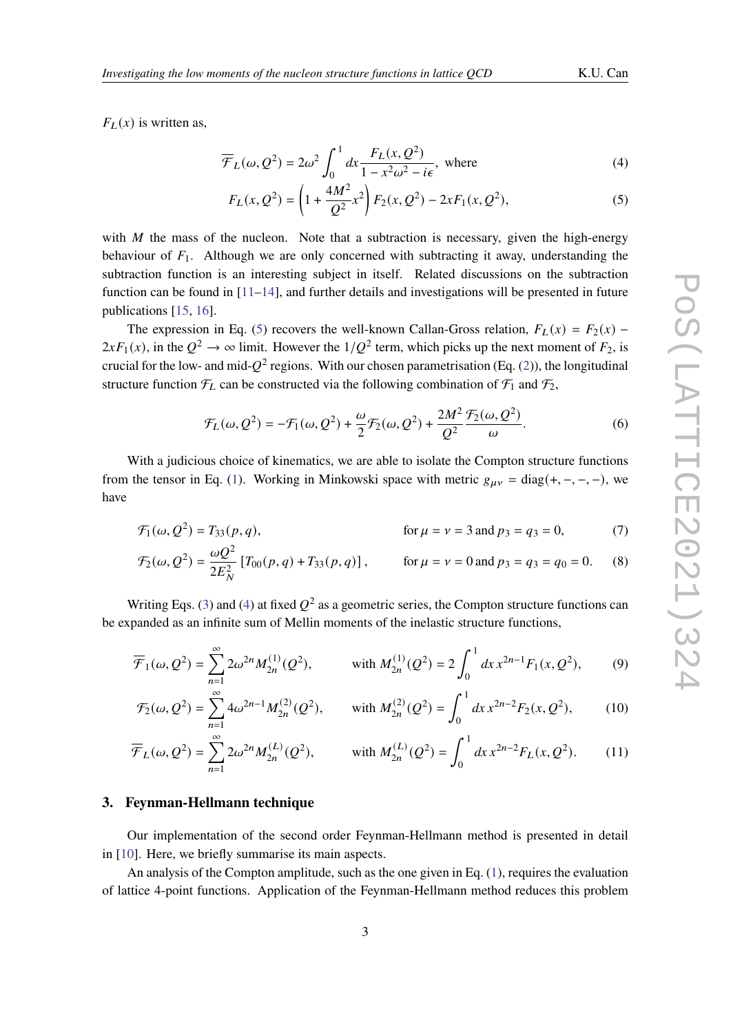$F_L(x)$ is written as,

$$\overline{\mathcal{F}}_L(\omega, Q^2) = 2\omega^2 \int_0^1 dx \frac{F_L(x, Q^2)}{1 - x^2\omega^2 - i\epsilon}, \text{ where} \tag{4}$$

$$F_L(x, Q^2) = \left(1 + \frac{4M^2}{Q^2}x^2\right) F_2(x, Q^2) - 2xF_1(x, Q^2), \tag{5}$$

with $M$ the mass of the nucleon. Note that a subtraction is necessary, given the high-energy behaviour of $F_1$. Although we are only concerned with subtracting it away, understanding the subtraction function is an interesting subject in itself. Related discussions on the subtraction function can be found in [11–14], and further details and investigations will be presented in future publications [15, 16].

The expression in Eq. (5) recovers the well-known Callan-Gross relation, $F_L(x) = F_2(x) - 2xF_1(x)$, in the $Q^2 \to \infty$ limit. However the $1/Q^2$ term, which picks up the next moment of $F_2$, is crucial for the low- and mid-$Q^2$ regions. With our chosen parametrisation (Eq. (2)), the longitudinal structure function $\mathcal{F}_L$ can be constructed via the following combination of $\mathcal{F}_1$ and $\mathcal{F}_2$,

$$\mathcal{F}_L(\omega, Q^2) = -\mathcal{F}_1(\omega, Q^2) + \frac{\omega}{2}\mathcal{F}_2(\omega, Q^2) + \frac{2M^2}{Q^2}\frac{\mathcal{F}_2(\omega, Q^2)}{\omega}. \tag{6}$$

With a judicious choice of kinematics, we are able to isolate the Compton structure functions from the tensor in Eq. (1). Working in Minkowski space with metric $g_{\mu\nu} = \text{diag}(+, -, -, -)$, we have

$$\mathcal{F}_1(\omega, Q^2) = T_{33}(p, q), \qquad \text{for } \mu = \nu = 3 \text{ and } p_3 = q_3 = 0, \tag{7}$$

$$\mathcal{F}_2(\omega, Q^2) = \frac{\omega Q^2}{2E_N^2}\left[T_{00}(p, q) + T_{33}(p, q)\right], \qquad \text{for } \mu = \nu = 0 \text{ and } p_3 = q_3 = q_0 = 0. \tag{8}$$

Writing Eqs. (3) and (4) at fixed $Q^2$ as a geometric series, the Compton structure functions can be expanded as an infinite sum of Mellin moments of the inelastic structure functions,

$$\overline{\mathcal{F}}_1(\omega, Q^2) = \sum_{n=1}^{\infty} 2\omega^{2n} M_{2n}^{(1)}(Q^2), \qquad \text{with } M_{2n}^{(1)}(Q^2) = 2\int_0^1 dx\, x^{2n-1} F_1(x, Q^2), \tag{9}$$

$$\mathcal{F}_2(\omega, Q^2) = \sum_{n=1}^{\infty} 4\omega^{2n-1} M_{2n}^{(2)}(Q^2), \qquad \text{with } M_{2n}^{(2)}(Q^2) = \int_0^1 dx\, x^{2n-2} F_2(x, Q^2), \tag{10}$$

$$\overline{\mathcal{F}}_L(\omega, Q^2) = \sum_{n=1}^{\infty} 2\omega^{2n} M_{2n}^{(L)}(Q^2), \qquad \text{with } M_{2n}^{(L)}(Q^2) = \int_0^1 dx\, x^{2n-2} F_L(x, Q^2). \tag{11}$$

## 3. Feynman-Hellmann technique

Our implementation of the second order Feynman-Hellmann method is presented in detail in [10]. Here, we briefly summarise its main aspects.

An analysis of the Compton amplitude, such as the one given in Eq. (1), requires the evaluation of lattice 4-point functions. Application of the Feynman-Hellmann method reduces this problem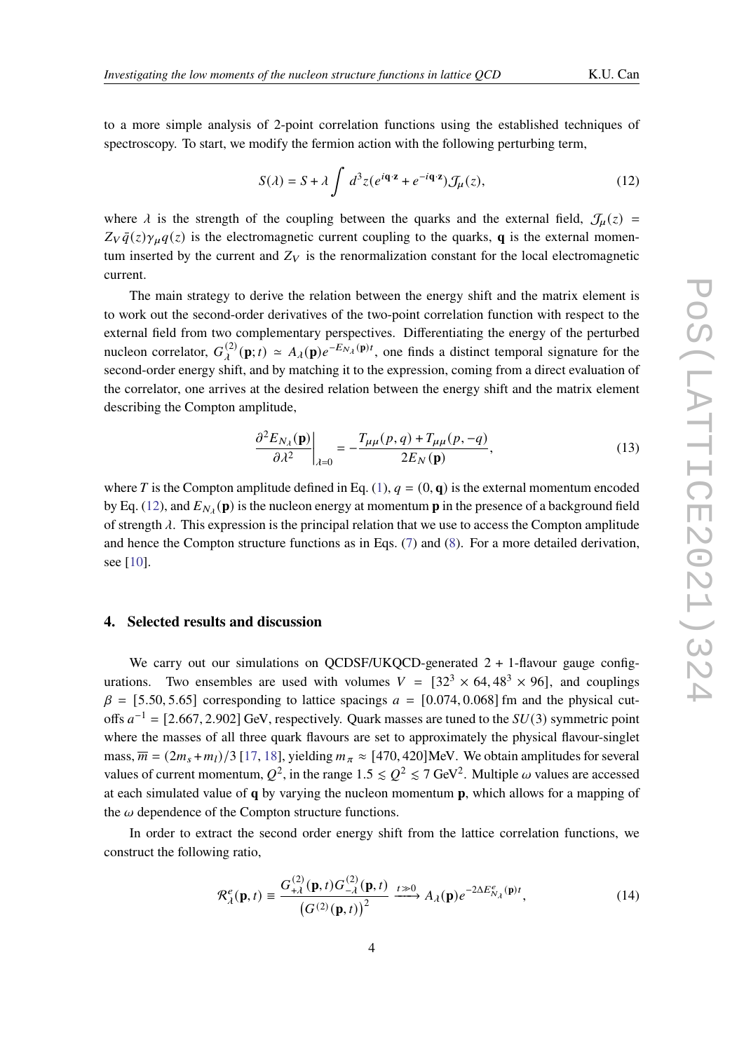to a more simple analysis of 2-point correlation functions using the established techniques of spectroscopy. To start, we modify the fermion action with the following perturbing term,

$$S(\lambda) = S + \lambda \int d^3z (e^{i\mathbf{q}\cdot\mathbf{z}} + e^{-i\mathbf{q}\cdot\mathbf{z}}) \mathcal{J}_\mu(z), \tag{12}$$

where $\lambda$ is the strength of the coupling between the quarks and the external field, $\mathcal{J}_\mu(z) = Z_V \bar{q}(z)\gamma_\mu q(z)$ is the electromagnetic current coupling to the quarks, $\mathbf{q}$ is the external momentum inserted by the current and $Z_V$ is the renormalization constant for the local electromagnetic current.

The main strategy to derive the relation between the energy shift and the matrix element is to work out the second-order derivatives of the two-point correlation function with respect to the external field from two complementary perspectives. Differentiating the energy of the perturbed nucleon correlator, $G_\lambda^{(2)}(\mathbf{p};t) \simeq A_\lambda(\mathbf{p}) e^{-E_{N_\lambda}(\mathbf{p})t}$, one finds a distinct temporal signature for the second-order energy shift, and by matching it to the expression, coming from a direct evaluation of the correlator, one arrives at the desired relation between the energy shift and the matrix element describing the Compton amplitude,

$$\left.\frac{\partial^2 E_{N_\lambda}(\mathbf{p})}{\partial \lambda^2}\right|_{\lambda=0} = -\frac{T_{\mu\mu}(p,q) + T_{\mu\mu}(p,-q)}{2E_N(\mathbf{p})}, \tag{13}$$

where $T$ is the Compton amplitude defined in Eq. (1), $q = (0, \mathbf{q})$ is the external momentum encoded by Eq. (12), and $E_{N_\lambda}(\mathbf{p})$ is the nucleon energy at momentum $\mathbf{p}$ in the presence of a background field of strength $\lambda$. This expression is the principal relation that we use to access the Compton amplitude and hence the Compton structure functions as in Eqs. (7) and (8). For a more detailed derivation, see [10].

## 4. Selected results and discussion

We carry out our simulations on QCDSF/UKQCD-generated 2 + 1-flavour gauge configurations. Two ensembles are used with volumes $V = [32^3 \times 64, 48^3 \times 96]$, and couplings $\beta = [5.50, 5.65]$ corresponding to lattice spacings $a = [0.074, 0.068]$ fm and the physical cutoffs $a^{-1} = [2.667, 2.902]$ GeV, respectively. Quark masses are tuned to the $SU(3)$ symmetric point where the masses of all three quark flavours are set to approximately the physical flavour-singlet mass, $\overline{m} = (2m_s + m_l)/3$ [17, 18], yielding $m_\pi \approx [470, 420]$MeV. We obtain amplitudes for several values of current momentum, $Q^2$, in the range $1.5 \lesssim Q^2 \lesssim 7$ GeV$^2$. Multiple $\omega$ values are accessed at each simulated value of $\mathbf{q}$ by varying the nucleon momentum $\mathbf{p}$, which allows for a mapping of the $\omega$ dependence of the Compton structure functions.

In order to extract the second order energy shift from the lattice correlation functions, we construct the following ratio,

$$\mathcal{R}_\lambda^e(\mathbf{p},t) \equiv \frac{G_{+\lambda}^{(2)}(\mathbf{p},t) G_{-\lambda}^{(2)}(\mathbf{p},t)}{\left(G^{(2)}(\mathbf{p},t)\right)^2} \xrightarrow{t \gg 0} A_\lambda(\mathbf{p}) e^{-2\Delta E_{N_\lambda}^e(\mathbf{p})t}, \tag{14}$$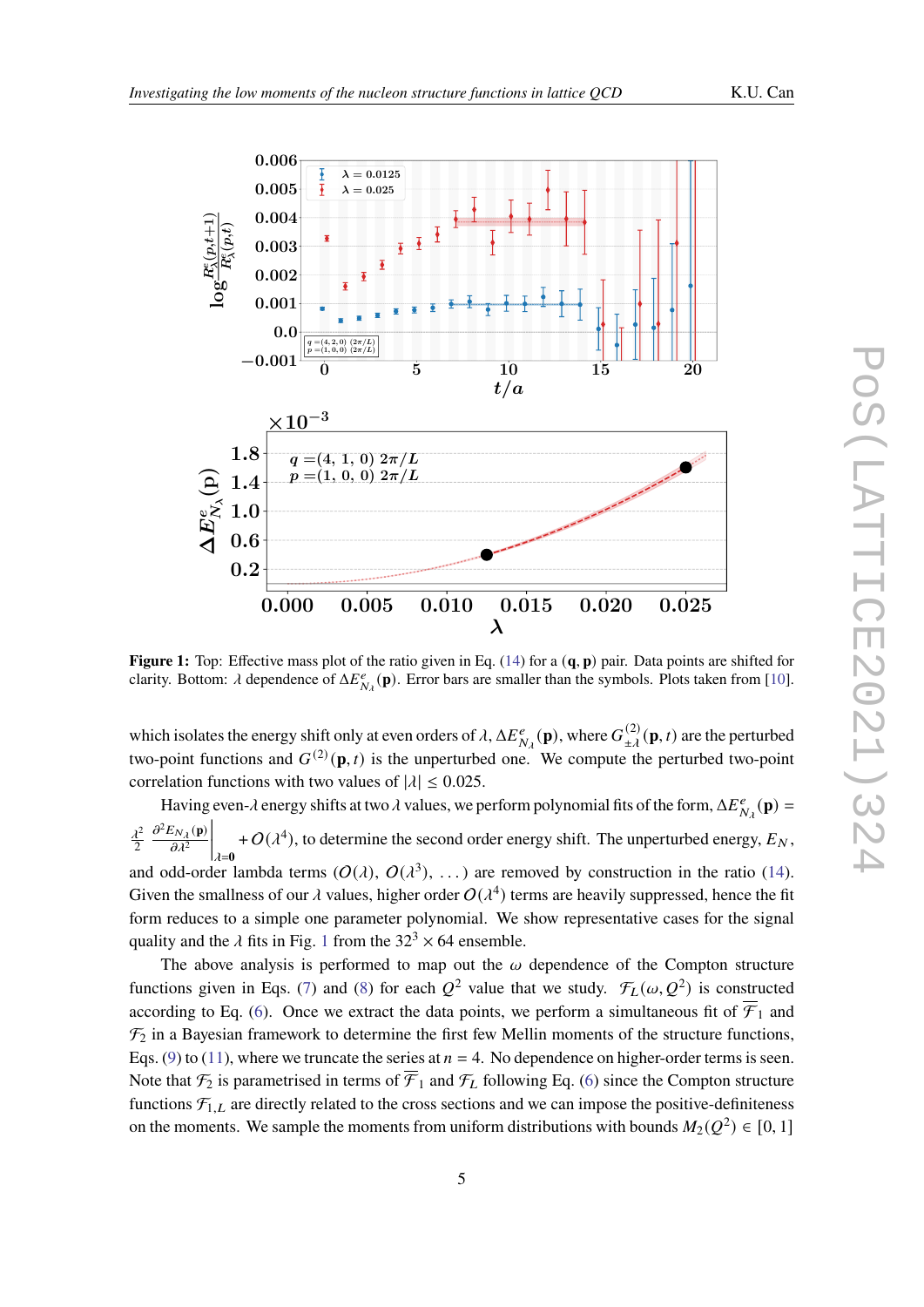**Figure 1:** Top: Effective mass plot of the ratio given in Eq. (14) for a $(\mathbf{q}, \mathbf{p})$ pair. Data points are shifted for clarity. Bottom: $\lambda$ dependence of $\Delta E^{e}_{N_\lambda}(\mathbf{p})$. Error bars are smaller than the symbols. Plots taken from [10].

which isolates the energy shift only at even orders of $\lambda$, $\Delta E^{e}_{N_\lambda}(\mathbf{p})$, where $G^{(2)}_{\pm\lambda}(\mathbf{p}, t)$ are the perturbed two-point functions and $G^{(2)}(\mathbf{p}, t)$ is the unperturbed one. We compute the perturbed two-point correlation functions with two values of $|\lambda| \leq 0.025$.

Having even-$\lambda$ energy shifts at two $\lambda$ values, we perform polynomial fits of the form, $\Delta E^{e}_{N_\lambda}(\mathbf{p}) = \frac{\lambda^2}{2} \left. \frac{\partial^2 E_{N_\lambda}(\mathbf{p})}{\partial \lambda^2} \right|_{\lambda=0} + O(\lambda^4)$, to determine the second order energy shift. The unperturbed energy, $E_N$, and odd-order lambda terms ($O(\lambda)$, $O(\lambda^3)$, ...) are removed by construction in the ratio (14). Given the smallness of our $\lambda$ values, higher order $O(\lambda^4)$ terms are heavily suppressed, hence the fit form reduces to a simple one parameter polynomial. We show representative cases for the signal quality and the $\lambda$ fits in Fig. 1 from the $32^3 \times 64$ ensemble.

The above analysis is performed to map out the $\omega$ dependence of the Compton structure functions given in Eqs. (7) and (8) for each $Q^2$ value that we study. $\mathcal{F}_L(\omega, Q^2)$ is constructed according to Eq. (6). Once we extract the data points, we perform a simultaneous fit of $\overline{\mathcal{F}}_1$ and $\mathcal{F}_2$ in a Bayesian framework to determine the first few Mellin moments of the structure functions, Eqs. (9) to (11), where we truncate the series at $n = 4$. No dependence on higher-order terms is seen. Note that $\mathcal{F}_2$ is parametrised in terms of $\overline{\mathcal{F}}_1$ and $\mathcal{F}_L$ following Eq. (6) since the Compton structure functions $\mathcal{F}_{1,L}$ are directly related to the cross sections and we can impose the positive-definiteness on the moments. We sample the moments from uniform distributions with bounds $M_2(Q^2) \in [0, 1]$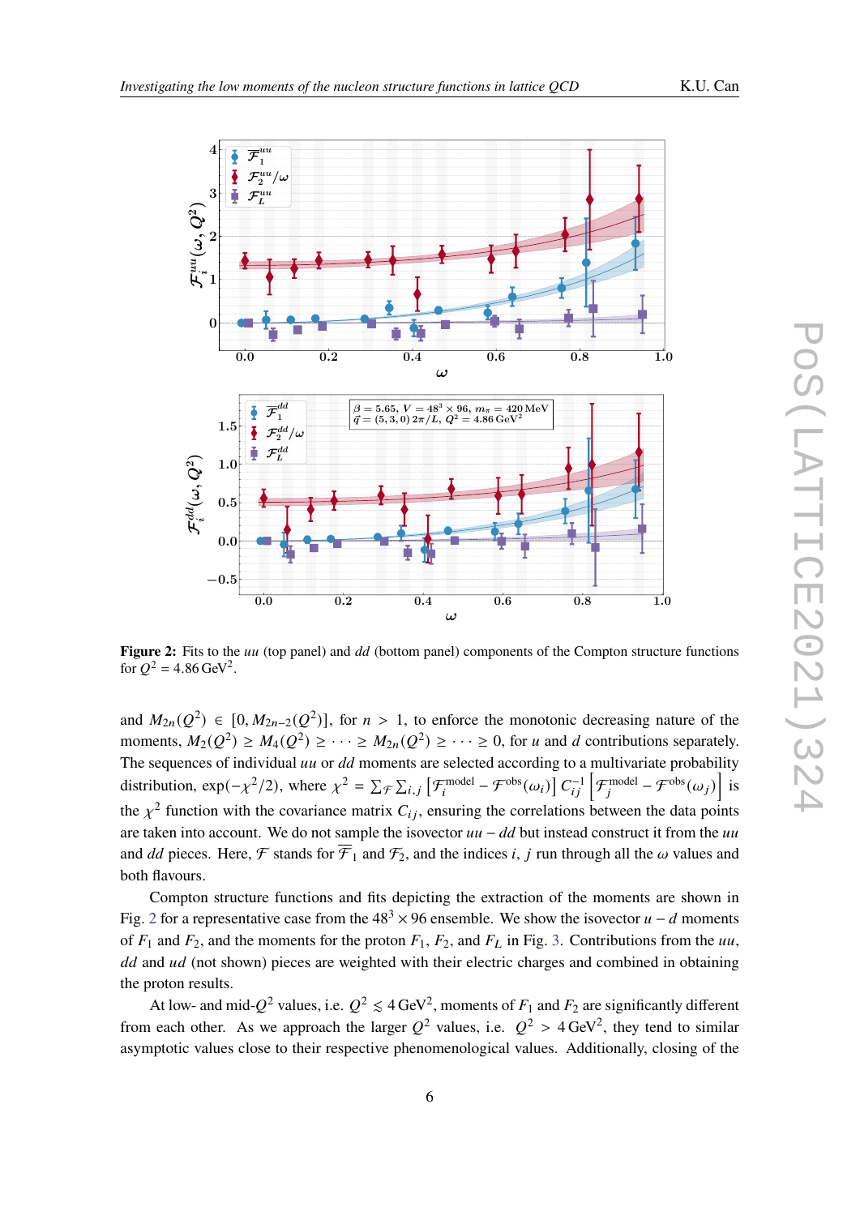**Figure 2:** Fits to the $uu$ (top panel) and $dd$ (bottom panel) components of the Compton structure functions for $Q^2 = 4.86\,\mathrm{GeV}^2$.

and $M_{2n}(Q^2) \in [0, M_{2n-2}(Q^2)]$, for $n > 1$, to enforce the monotonic decreasing nature of the moments, $M_2(Q^2) \geq M_4(Q^2) \geq \cdots \geq M_{2n}(Q^2) \geq \cdots \geq 0$, for $u$ and $d$ contributions separately. The sequences of individual $uu$ or $dd$ moments are selected according to a multivariate probability distribution, $\exp(-\chi^2/2)$, where $\chi^2 = \sum_{\mathcal{F}} \sum_{i,j} \left[\mathcal{F}_i^{\text{model}} - \mathcal{F}^{\text{obs}}(\omega_i)\right] C_{ij}^{-1} \left[\mathcal{F}_j^{\text{model}} - \mathcal{F}^{\text{obs}}(\omega_j)\right]$ is the $\chi^2$ function with the covariance matrix $C_{ij}$, ensuring the correlations between the data points are taken into account. We do not sample the isovector $uu - dd$ but instead construct it from the $uu$ and $dd$ pieces. Here, $\mathcal{F}$ stands for $\overline{\mathcal{F}}_1$ and $\mathcal{F}_2$, and the indices $i$, $j$ run through all the $\omega$ values and both flavours.

Compton structure functions and fits depicting the extraction of the moments are shown in Fig. 2 for a representative case from the $48^3 \times 96$ ensemble. We show the isovector $u - d$ moments of $F_1$ and $F_2$, and the moments for the proton $F_1$, $F_2$, and $F_L$ in Fig. 3. Contributions from the $uu$, $dd$ and $ud$ (not shown) pieces are weighted with their electric charges and combined in obtaining the proton results.

At low- and mid-$Q^2$ values, i.e. $Q^2 \lesssim 4\,\mathrm{GeV}^2$, moments of $F_1$ and $F_2$ are significantly different from each other. As we approach the larger $Q^2$ values, i.e. $Q^2 > 4\,\mathrm{GeV}^2$, they tend to similar asymptotic values close to their respective phenomenological values. Additionally, closing of the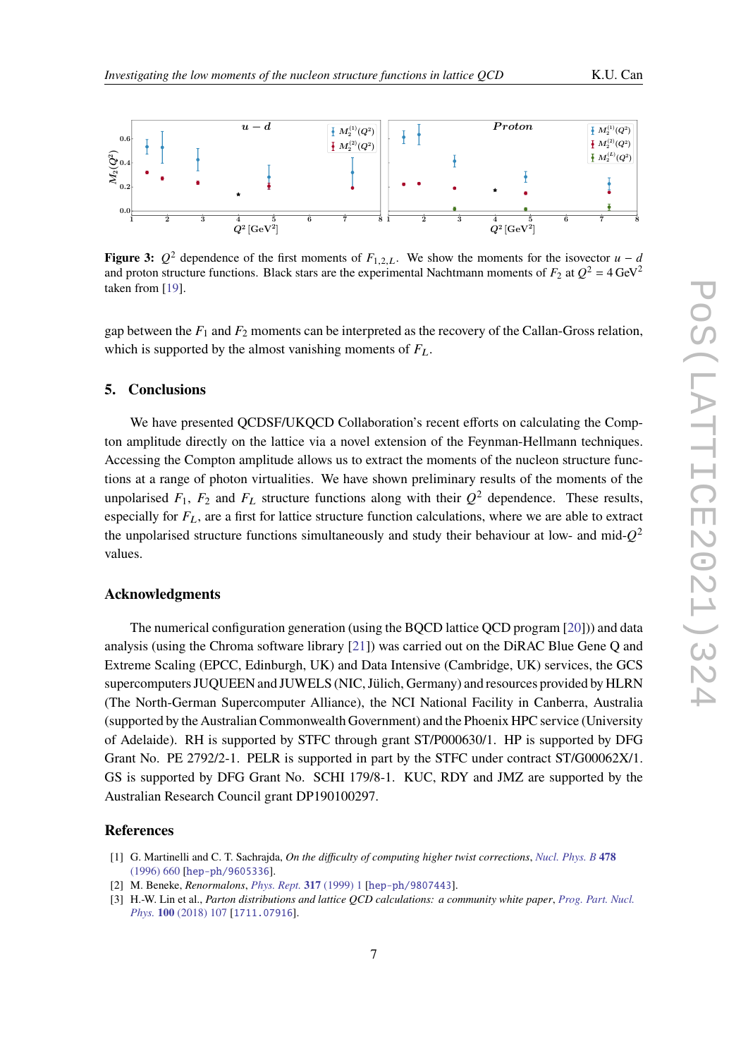**Figure 3:** $Q^2$ dependence of the first moments of $F_{1,2,L}$. We show the moments for the isovector $u-d$ and proton structure functions. Black stars are the experimental Nachtmann moments of $F_2$ at $Q^2 = 4\,\text{GeV}^2$ taken from [19].

gap between the $F_1$ and $F_2$ moments can be interpreted as the recovery of the Callan-Gross relation, which is supported by the almost vanishing moments of $F_L$.

## 5. Conclusions

We have presented QCDSF/UKQCD Collaboration's recent efforts on calculating the Compton amplitude directly on the lattice via a novel extension of the Feynman-Hellmann techniques. Accessing the Compton amplitude allows us to extract the moments of the nucleon structure functions at a range of photon virtualities. We have shown preliminary results of the moments of the unpolarised $F_1$, $F_2$ and $F_L$ structure functions along with their $Q^2$ dependence. These results, especially for $F_L$, are a first for lattice structure function calculations, where we are able to extract the unpolarised structure functions simultaneously and study their behaviour at low- and mid-$Q^2$ values.

### Acknowledgments

The numerical configuration generation (using the BQCD lattice QCD program [20])) and data analysis (using the Chroma software library [21]) was carried out on the DiRAC Blue Gene Q and Extreme Scaling (EPCC, Edinburgh, UK) and Data Intensive (Cambridge, UK) services, the GCS supercomputers JUQUEEN and JUWELS (NIC, Jülich, Germany) and resources provided by HLRN (The North-German Supercomputer Alliance), the NCI National Facility in Canberra, Australia (supported by the Australian Commonwealth Government) and the Phoenix HPC service (University of Adelaide). RH is supported by STFC through grant ST/P000630/1. HP is supported by DFG Grant No. PE 2792/2-1. PELR is supported in part by the STFC under contract ST/G00062X/1. GS is supported by DFG Grant No. SCHI 179/8-1. KUC, RDY and JMZ are supported by the Australian Research Council grant DP190100297.

### References

[1] G. Martinelli and C. T. Sachrajda, *On the difficulty of computing higher twist corrections*, *Nucl. Phys. B* **478** (1996) 660 [hep-ph/9605336].

[2] M. Beneke, *Renormalons*, *Phys. Rept.* **317** (1999) 1 [hep-ph/9807443].

[3] H.-W. Lin et al., *Parton distributions and lattice QCD calculations: a community white paper*, *Prog. Part. Nucl. Phys.* **100** (2018) 107 [1711.07916].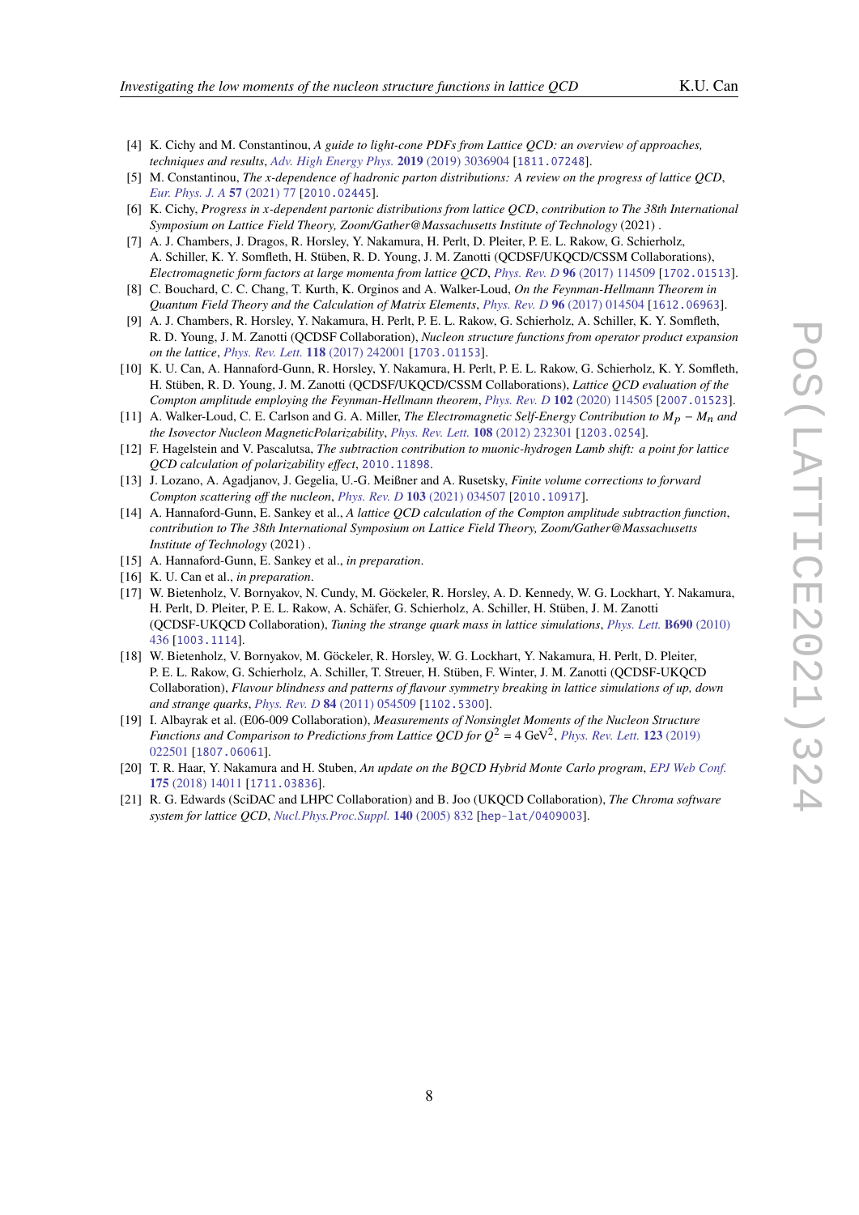[4] K. Cichy and M. Constantinou, *A guide to light-cone PDFs from Lattice QCD: an overview of approaches, techniques and results*, *Adv. High Energy Phys.* **2019** (2019) 3036904 [1811.07248].

[5] M. Constantinou, *The x-dependence of hadronic parton distributions: A review on the progress of lattice QCD*, *Eur. Phys. J. A* **57** (2021) 77 [2010.02445].

[6] K. Cichy, *Progress in x-dependent partonic distributions from lattice QCD*, *contribution to The 38th International Symposium on Lattice Field Theory, Zoom/Gather@Massachusetts Institute of Technology* (2021) .

[7] A. J. Chambers, J. Dragos, R. Horsley, Y. Nakamura, H. Perlt, D. Pleiter, P. E. L. Rakow, G. Schierholz, A. Schiller, K. Y. Somfleth, H. Stüben, R. D. Young, J. M. Zanotti (QCDSF/UKQCD/CSSM Collaborations), *Electromagnetic form factors at large momenta from lattice QCD*, *Phys. Rev. D* **96** (2017) 114509 [1702.01513].

[8] C. Bouchard, C. C. Chang, T. Kurth, K. Orginos and A. Walker-Loud, *On the Feynman-Hellmann Theorem in Quantum Field Theory and the Calculation of Matrix Elements*, *Phys. Rev. D* **96** (2017) 014504 [1612.06963].

[9] A. J. Chambers, R. Horsley, Y. Nakamura, H. Perlt, P. E. L. Rakow, G. Schierholz, A. Schiller, K. Y. Somfleth, R. D. Young, J. M. Zanotti (QCDSF Collaboration), *Nucleon structure functions from operator product expansion on the lattice*, *Phys. Rev. Lett.* **118** (2017) 242001 [1703.01153].

[10] K. U. Can, A. Hannaford-Gunn, R. Horsley, Y. Nakamura, H. Perlt, P. E. L. Rakow, G. Schierholz, K. Y. Somfleth, H. Stüben, R. D. Young, J. M. Zanotti (QCDSF/UKQCD/CSSM Collaborations), *Lattice QCD evaluation of the Compton amplitude employing the Feynman-Hellmann theorem*, *Phys. Rev. D* **102** (2020) 114505 [2007.01523].

[11] A. Walker-Loud, C. E. Carlson and G. A. Miller, *The Electromagnetic Self-Energy Contribution to $M_p - M_n$ and the Isovector Nucleon MagneticPolarizability*, *Phys. Rev. Lett.* **108** (2012) 232301 [1203.0254].

[12] F. Hagelstein and V. Pascalutsa, *The subtraction contribution to muonic-hydrogen Lamb shift: a point for lattice QCD calculation of polarizability effect*, 2010.11898.

[13] J. Lozano, A. Agadjanov, J. Gegelia, U.-G. Meißner and A. Rusetsky, *Finite volume corrections to forward Compton scattering off the nucleon*, *Phys. Rev. D* **103** (2021) 034507 [2010.10917].

[14] A. Hannaford-Gunn, E. Sankey et al., *A lattice QCD calculation of the Compton amplitude subtraction function*, *contribution to The 38th International Symposium on Lattice Field Theory, Zoom/Gather@Massachusetts Institute of Technology* (2021) .

[15] A. Hannaford-Gunn, E. Sankey et al., *in preparation*.

[16] K. U. Can et al., *in preparation*.

[17] W. Bietenholz, V. Bornyakov, N. Cundy, M. Göckeler, R. Horsley, A. D. Kennedy, W. G. Lockhart, Y. Nakamura, H. Perlt, D. Pleiter, P. E. L. Rakow, A. Schäfer, G. Schierholz, A. Schiller, H. Stüben, J. M. Zanotti (QCDSF-UKQCD Collaboration), *Tuning the strange quark mass in lattice simulations*, *Phys. Lett.* **B690** (2010) 436 [1003.1114].

[18] W. Bietenholz, V. Bornyakov, M. Göckeler, R. Horsley, W. G. Lockhart, Y. Nakamura, H. Perlt, D. Pleiter, P. E. L. Rakow, G. Schierholz, A. Schiller, T. Streuer, H. Stüben, F. Winter, J. M. Zanotti (QCDSF-UKQCD Collaboration), *Flavour blindness and patterns of flavour symmetry breaking in lattice simulations of up, down and strange quarks*, *Phys. Rev. D* **84** (2011) 054509 [1102.5300].

[19] I. Albayrak et al. (E06-009 Collaboration), *Measurements of Nonsinglet Moments of the Nucleon Structure Functions and Comparison to Predictions from Lattice QCD for $Q^2 = 4$ GeV$^2$*, *Phys. Rev. Lett.* **123** (2019) 022501 [1807.06061].

[20] T. R. Haar, Y. Nakamura and H. Stuben, *An update on the BQCD Hybrid Monte Carlo program*, *EPJ Web Conf.* **175** (2018) 14011 [1711.03836].

[21] R. G. Edwards (SciDAC and LHPC Collaboration) and B. Joo (UKQCD Collaboration), *The Chroma software system for lattice QCD*, *Nucl.Phys.Proc.Suppl.* **140** (2005) 832 [hep-lat/0409003].